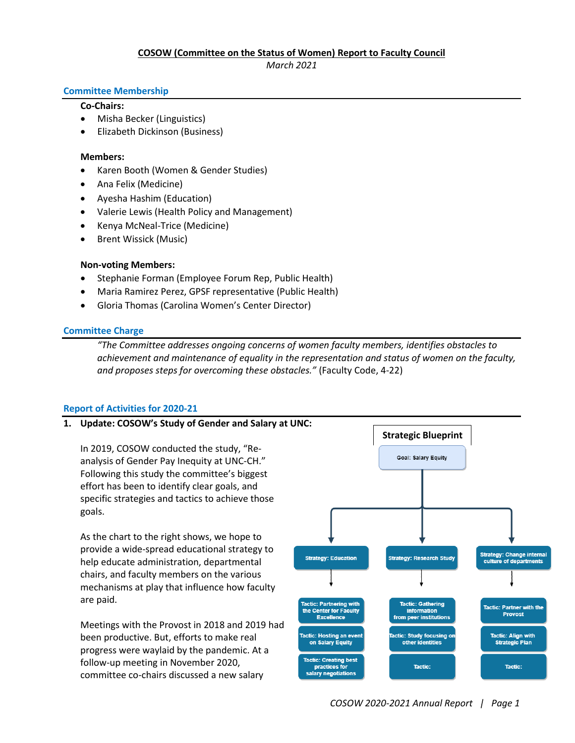**COSOW (Committee on the Status of Women) Report to Faculty Council**

*March 2021*

## Committee Membership

**Co-Chairs:**

- Misha Becker (Linguistics)
- Elizabeth Dickinson (Business)

**Members:**

- Karen Booth (Women & Gender Studies)
- Ana Felix (Medicine)
- Ayesha Hashim (Education)
- Valerie Lewis (Health Policy and Management)
- Kenya McNeal-Trice (Medicine)
- Brent Wissick (Music)

**Non-voting Members:**

- Stephanie Forman (Employee Forum Rep, Public Health)
- Maria Ramirez Perez, GPSF representative (Public Health)
- Gloria Thomas (Carolina Women's Center Director)

## Committee Charge

*"The Committee addresses ongoing concerns of women faculty members, identifies obstacles to achievement and maintenance of equality in the representation and status of women on the faculty, and proposes steps for overcoming these obstacles."* (Faculty Code, 4-22)

## Report of Activities for 2020-21

**1. Update: COSOW's Study of Gender and Salary at UNC:**

In 2019, COSOW conducted the study, "Re-analysis of Gender Pay Inequity at UNC-CH." Following this study the committee's biggest effort has been to identify clear goals, and specific strategies and tactics to achieve those goals.

As the chart to the right shows, we hope to provide a wide-spread educational strategy to help educate administration, departmental chairs, and faculty members on the various mechanisms at play that influence how faculty are paid.

Meetings with the Provost in 2018 and 2019 had been productive. But, efforts to make real progress were waylaid by the pandemic. At a follow-up meeting in November 2020, committee co-chairs discussed a new salary

**Strategic Blueprint**

Goal: Salary Equity

| Strategy: Education | Strategy: Research Study | Strategy: Change internal culture of departments |
|---|---|---|
| Tactic: Partnering with the Center for Faculty Excellence | Tactic: Gathering information from peer institutions | Tactic: Partner with the Provost |
| Tactic: Hosting an event on Salary Equity | Tactic: Study focusing on other identities | Tactic: Align with Strategic Plan |
| Tactic: Creating best practices for salary negotiations | Tactic: | Tactic: |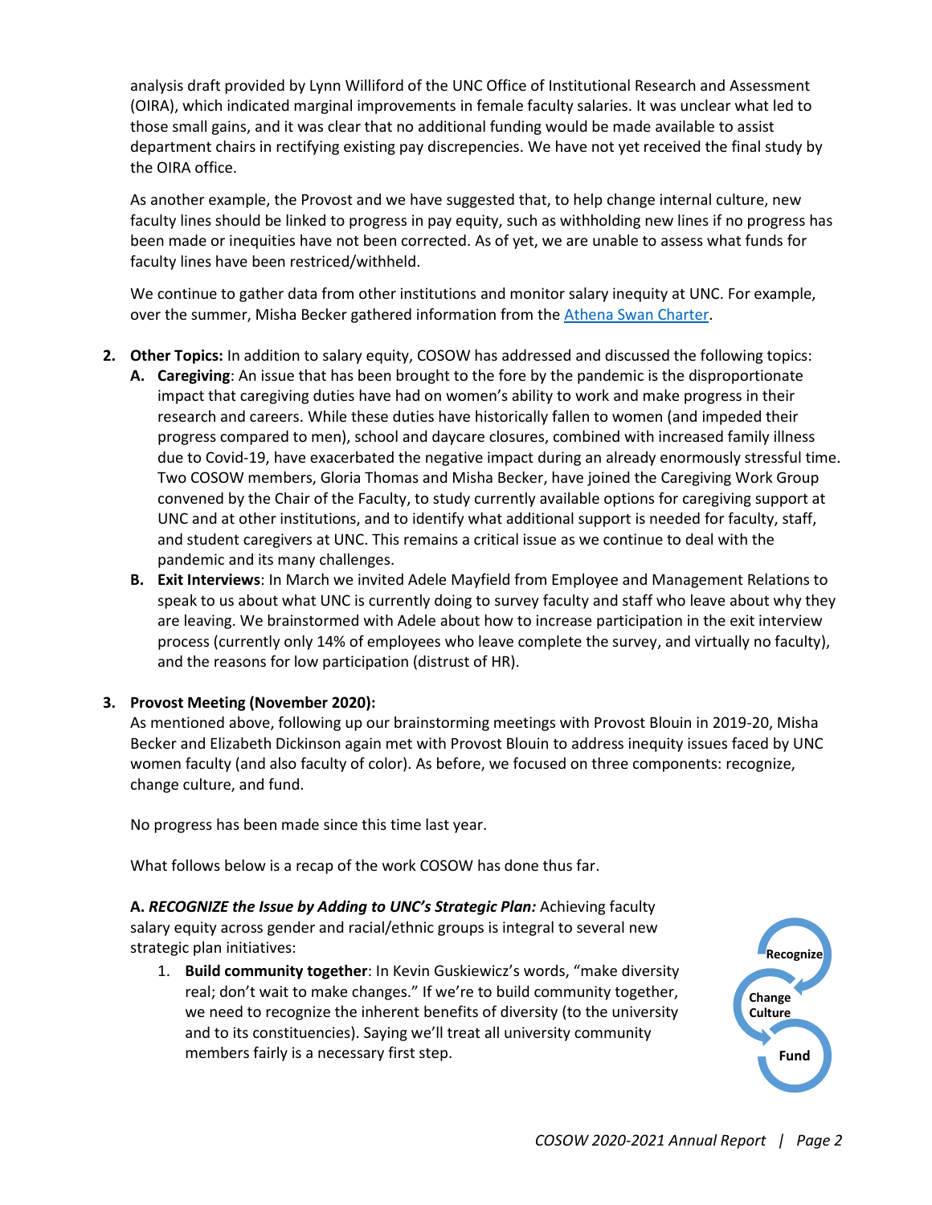analysis draft provided by Lynn Williford of the UNC Office of Institutional Research and Assessment (OIRA), which indicated marginal improvements in female faculty salaries. It was unclear what led to those small gains, and it was clear that no additional funding would be made available to assist department chairs in rectifying existing pay discrepencies. We have not yet received the final study by the OIRA office.

As another example, the Provost and we have suggested that, to help change internal culture, new faculty lines should be linked to progress in pay equity, such as withholding new lines if no progress has been made or inequities have not been corrected. As of yet, we are unable to assess what funds for faculty lines have been restriced/withheld.

We continue to gather data from other institutions and monitor salary inequity at UNC. For example, over the summer, Misha Becker gathered information from the Athena Swan Charter.

2. **Other Topics:** In addition to salary equity, COSOW has addressed and discussed the following topics:
   - **A. Caregiving**: An issue that has been brought to the fore by the pandemic is the disproportionate impact that caregiving duties have had on women's ability to work and make progress in their research and careers. While these duties have historically fallen to women (and impeded their progress compared to men), school and daycare closures, combined with increased family illness due to Covid-19, have exacerbated the negative impact during an already enormously stressful time. Two COSOW members, Gloria Thomas and Misha Becker, have joined the Caregiving Work Group convened by the Chair of the Faculty, to study currently available options for caregiving support at UNC and at other institutions, and to identify what additional support is needed for faculty, staff, and student caregivers at UNC. This remains a critical issue as we continue to deal with the pandemic and its many challenges.
   - **B. Exit Interviews**: In March we invited Adele Mayfield from Employee and Management Relations to speak to us about what UNC is currently doing to survey faculty and staff who leave about why they are leaving. We brainstormed with Adele about how to increase participation in the exit interview process (currently only 14% of employees who leave complete the survey, and virtually no faculty), and the reasons for low participation (distrust of HR).

3. **Provost Meeting (November 2020):**

   As mentioned above, following up our brainstorming meetings with Provost Blouin in 2019-20, Misha Becker and Elizabeth Dickinson again met with Provost Blouin to address inequity issues faced by UNC women faculty (and also faculty of color). As before, we focused on three components: recognize, change culture, and fund.

   No progress has been made since this time last year.

   What follows below is a recap of the work COSOW has done thus far.

   **A. *RECOGNIZE the Issue by Adding to UNC's Strategic Plan:*** Achieving faculty salary equity across gender and racial/ethnic groups is integral to several new strategic plan initiatives:

   1. **Build community together**: In Kevin Guskiewicz's words, "make diversity real; don't wait to make changes." If we're to build community together, we need to recognize the inherent benefits of diversity (to the university and to its constituencies). Saying we'll treat all university community members fairly is a necessary first step.

Recognize → Change Culture → Fund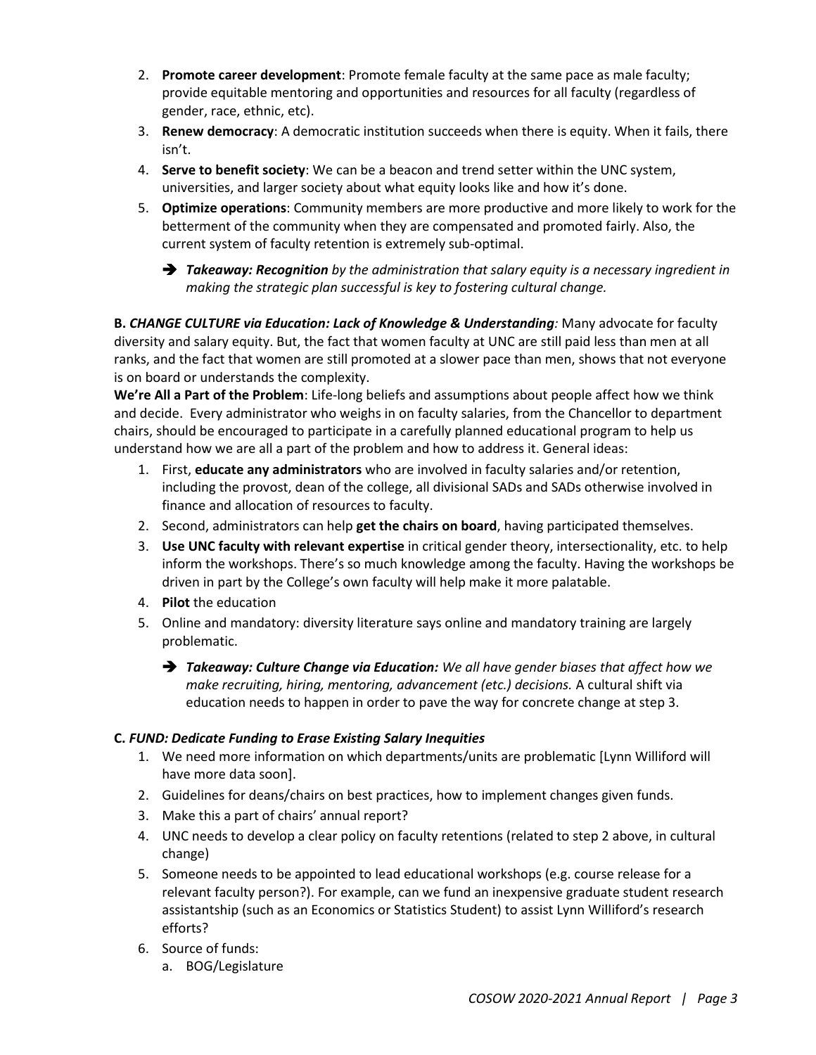2. **Promote career development**: Promote female faculty at the same pace as male faculty; provide equitable mentoring and opportunities and resources for all faculty (regardless of gender, race, ethnic, etc).
3. **Renew democracy**: A democratic institution succeeds when there is equity. When it fails, there isn't.
4. **Serve to benefit society**: We can be a beacon and trend setter within the UNC system, universities, and larger society about what equity looks like and how it's done.
5. **Optimize operations**: Community members are more productive and more likely to work for the betterment of the community when they are compensated and promoted fairly. Also, the current system of faculty retention is extremely sub-optimal.

   ➔ ***Takeaway: Recognition*** *by the administration that salary equity is a necessary ingredient in making the strategic plan successful is key to fostering cultural change.*

**B. *CHANGE CULTURE via Education: Lack of Knowledge & Understanding*:** Many advocate for faculty diversity and salary equity. But, the fact that women faculty at UNC are still paid less than men at all ranks, and the fact that women are still promoted at a slower pace than men, shows that not everyone is on board or understands the complexity.

**We're All a Part of the Problem**: Life-long beliefs and assumptions about people affect how we think and decide. Every administrator who weighs in on faculty salaries, from the Chancellor to department chairs, should be encouraged to participate in a carefully planned educational program to help us understand how we are all a part of the problem and how to address it. General ideas:

1. First, **educate any administrators** who are involved in faculty salaries and/or retention, including the provost, dean of the college, all divisional SADs and SADs otherwise involved in finance and allocation of resources to faculty.
2. Second, administrators can help **get the chairs on board**, having participated themselves.
3. **Use UNC faculty with relevant expertise** in critical gender theory, intersectionality, etc. to help inform the workshops. There's so much knowledge among the faculty. Having the workshops be driven in part by the College's own faculty will help make it more palatable.
4. **Pilot** the education
5. Online and mandatory: diversity literature says online and mandatory training are largely problematic.

   ➔ ***Takeaway: Culture Change via Education:*** *We all have gender biases that affect how we make recruiting, hiring, mentoring, advancement (etc.) decisions.* A cultural shift via education needs to happen in order to pave the way for concrete change at step 3.

**C. *FUND: Dedicate Funding to Erase Existing Salary Inequities***

1. We need more information on which departments/units are problematic [Lynn Williford will have more data soon].
2. Guidelines for deans/chairs on best practices, how to implement changes given funds.
3. Make this a part of chairs' annual report?
4. UNC needs to develop a clear policy on faculty retentions (related to step 2 above, in cultural change)
5. Someone needs to be appointed to lead educational workshops (e.g. course release for a relevant faculty person?). For example, can we fund an inexpensive graduate student research assistantship (such as an Economics or Statistics Student) to assist Lynn Williford's research efforts?
6. Source of funds:
   a. BOG/Legislature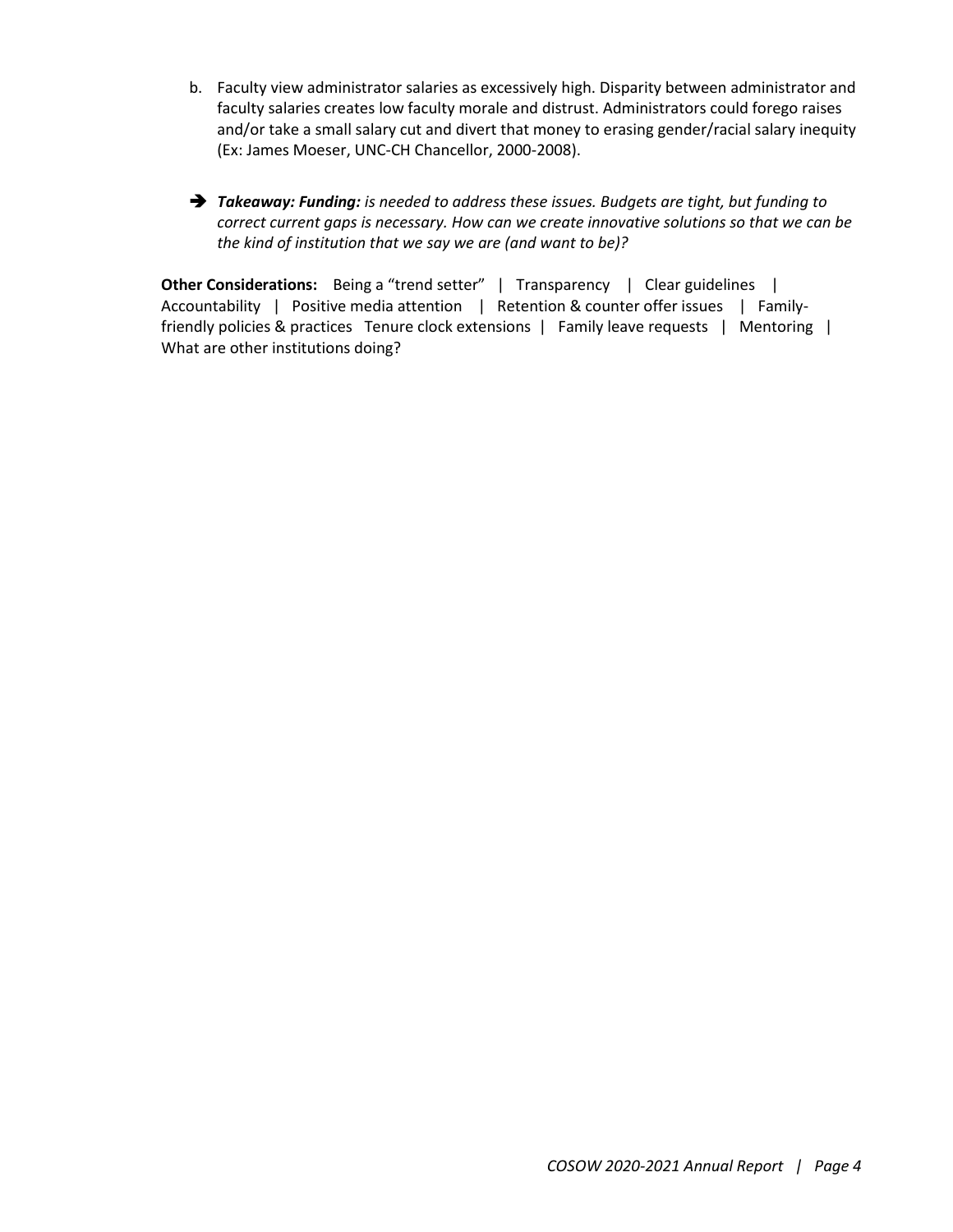b. Faculty view administrator salaries as excessively high. Disparity between administrator and faculty salaries creates low faculty morale and distrust. Administrators could forego raises and/or take a small salary cut and divert that money to erasing gender/racial salary inequity (Ex: James Moeser, UNC-CH Chancellor, 2000-2008).

➔ ***Takeaway: Funding:*** *is needed to address these issues. Budgets are tight, but funding to correct current gaps is necessary. How can we create innovative solutions so that we can be the kind of institution that we say we are (and want to be)?*

**Other Considerations:** Being a "trend setter" | Transparency | Clear guidelines | Accountability | Positive media attention | Retention & counter offer issues | Family-friendly policies & practices Tenure clock extensions | Family leave requests | Mentoring | What are other institutions doing?